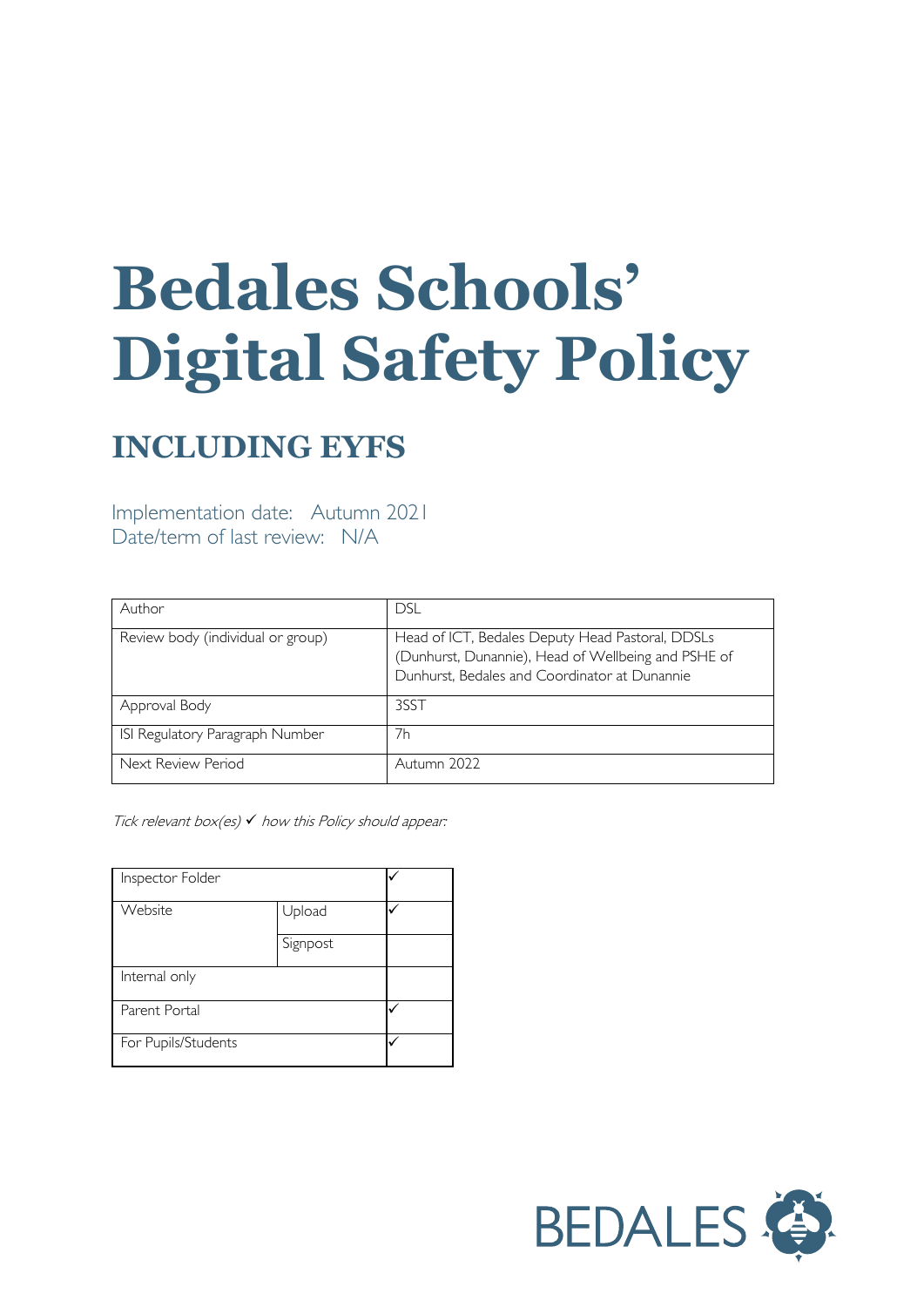# Bedales Schools' Digital Safety Policy

## INCLUDING EYFS

Implementation date: Autumn 2021
Date/term of last review: N/A

| Author | DSL |
|---|---|
| Review body (individual or group) | Head of ICT, Bedales Deputy Head Pastoral, DDSLs (Dunhurst, Dunannie), Head of Wellbeing and PSHE of Dunhurst, Bedales and Coordinator at Dunannie |
| Approval Body | 3SST |
| ISI Regulatory Paragraph Number | 7h |
| Next Review Period | Autumn 2022 |

*Tick relevant box(es) ✓ how this Policy should appear:*

| Inspector Folder | | ✓ |
|---|---|---|
| Website | Upload | ✓ |
| | Signpost | |
| Internal only | | |
| Parent Portal | | ✓ |
| For Pupils/Students | | ✓ |

BEDALES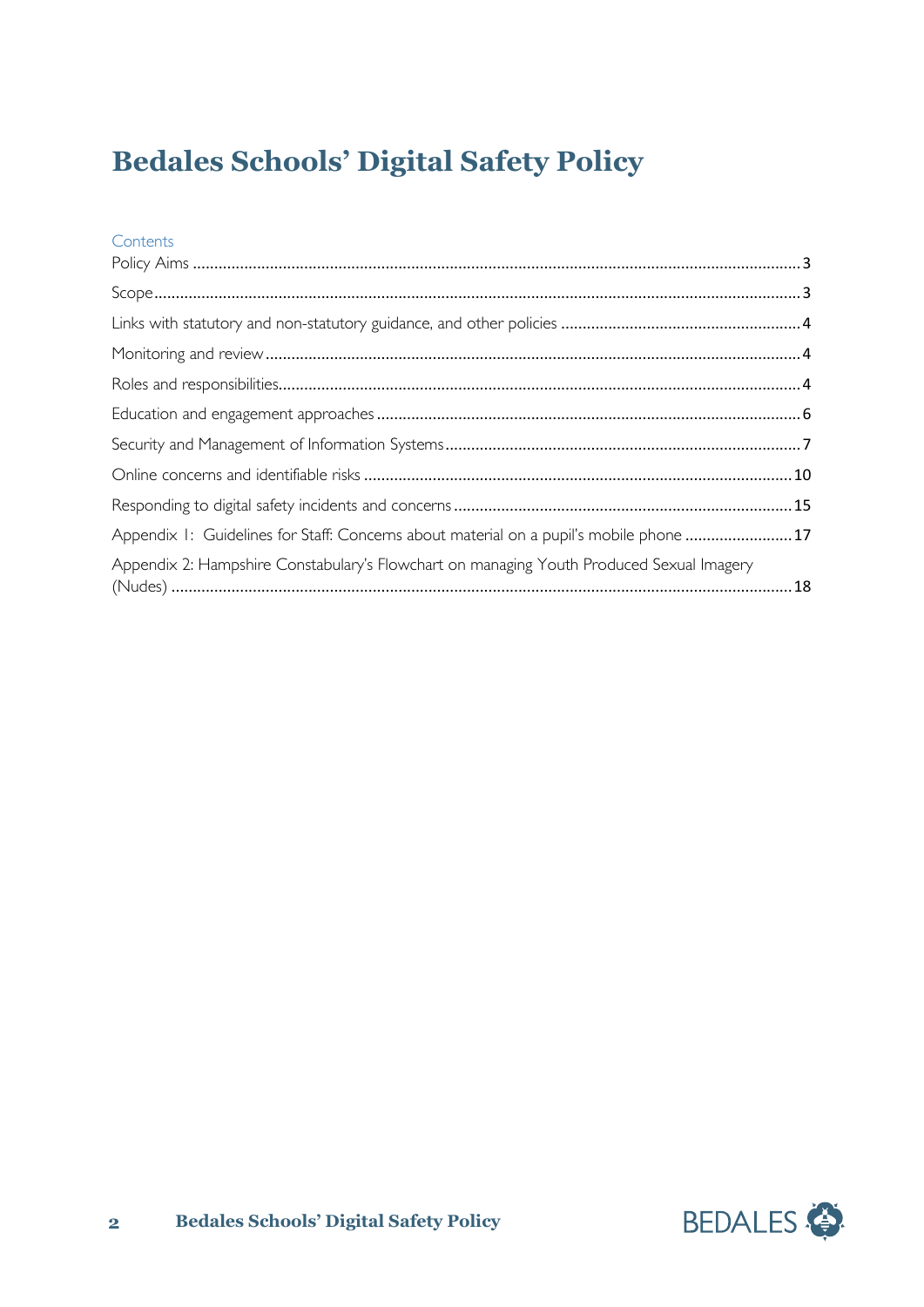# Bedales Schools' Digital Safety Policy

Contents

Policy Aims ........................................................ 3

Scope ........................................................ 3

Links with statutory and non-statutory guidance, and other policies ........................................................ 4

Monitoring and review ........................................................ 4

Roles and responsibilities ........................................................ 4

Education and engagement approaches ........................................................ 6

Security and Management of Information Systems ........................................................ 7

Online concerns and identifiable risks ........................................................ 10

Responding to digital safety incidents and concerns ........................................................ 15

Appendix 1: Guidelines for Staff: Concerns about material on a pupil's mobile phone ........................................................ 17

Appendix 2: Hampshire Constabulary's Flowchart on managing Youth Produced Sexual Imagery (Nudes) ........................................................ 18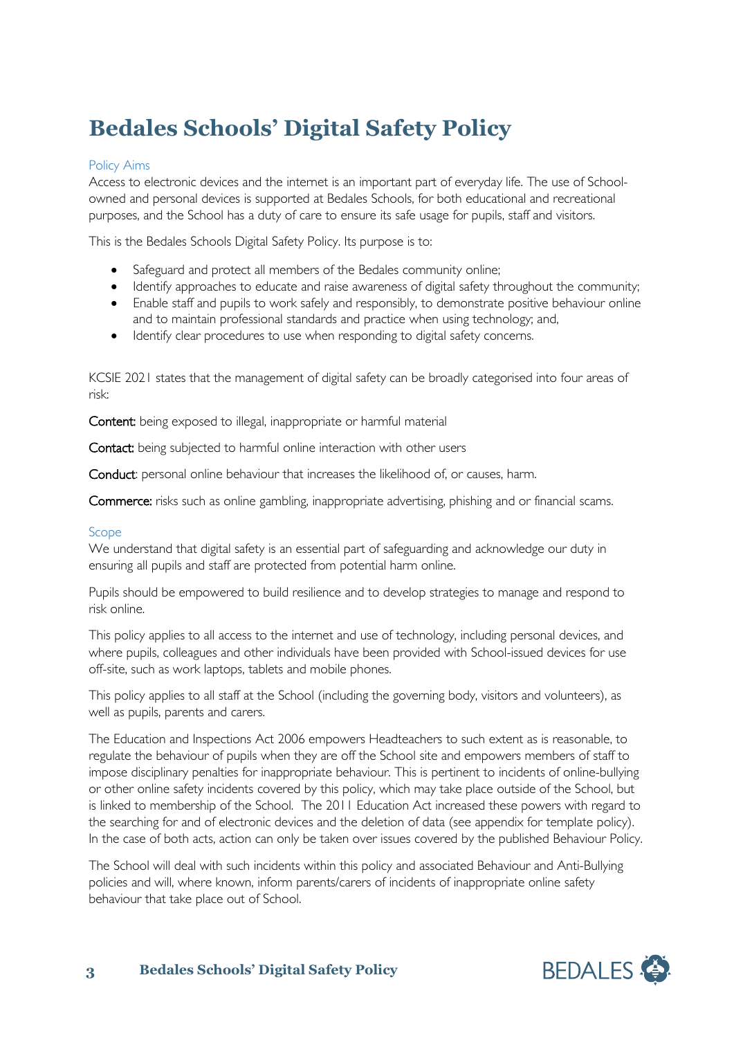# Bedales Schools' Digital Safety Policy

## Policy Aims

Access to electronic devices and the internet is an important part of everyday life. The use of School-owned and personal devices is supported at Bedales Schools, for both educational and recreational purposes, and the School has a duty of care to ensure its safe usage for pupils, staff and visitors.

This is the Bedales Schools Digital Safety Policy. Its purpose is to:

- Safeguard and protect all members of the Bedales community online;
- Identify approaches to educate and raise awareness of digital safety throughout the community;
- Enable staff and pupils to work safely and responsibly, to demonstrate positive behaviour online and to maintain professional standards and practice when using technology; and,
- Identify clear procedures to use when responding to digital safety concerns.

KCSIE 2021 states that the management of digital safety can be broadly categorised into four areas of risk:

**Content:** being exposed to illegal, inappropriate or harmful material

**Contact:** being subjected to harmful online interaction with other users

**Conduct**: personal online behaviour that increases the likelihood of, or causes, harm.

**Commerce:** risks such as online gambling, inappropriate advertising, phishing and or financial scams.

## Scope

We understand that digital safety is an essential part of safeguarding and acknowledge our duty in ensuring all pupils and staff are protected from potential harm online.

Pupils should be empowered to build resilience and to develop strategies to manage and respond to risk online.

This policy applies to all access to the internet and use of technology, including personal devices, and where pupils, colleagues and other individuals have been provided with School-issued devices for use off-site, such as work laptops, tablets and mobile phones.

This policy applies to all staff at the School (including the governing body, visitors and volunteers), as well as pupils, parents and carers.

The Education and Inspections Act 2006 empowers Headteachers to such extent as is reasonable, to regulate the behaviour of pupils when they are off the School site and empowers members of staff to impose disciplinary penalties for inappropriate behaviour. This is pertinent to incidents of online-bullying or other online safety incidents covered by this policy, which may take place outside of the School, but is linked to membership of the School. The 2011 Education Act increased these powers with regard to the searching for and of electronic devices and the deletion of data (see appendix for template policy). In the case of both acts, action can only be taken over issues covered by the published Behaviour Policy.

The School will deal with such incidents within this policy and associated Behaviour and Anti-Bullying policies and will, where known, inform parents/carers of incidents of inappropriate online safety behaviour that take place out of School.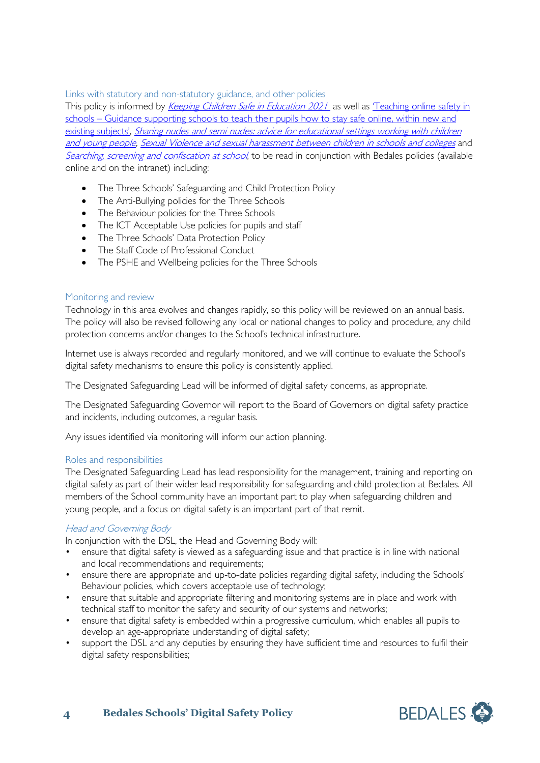## Links with statutory and non-statutory guidance, and other policies

This policy is informed by *Keeping Children Safe in Education 2021* as well as 'Teaching online safety in schools – Guidance supporting schools to teach their pupils how to stay safe online, within new and existing subjects', *Sharing nudes and semi-nudes: advice for educational settings working with children and young people*, *Sexual Violence and sexual harassment between children in schools and colleges* and *Searching, screening and confiscation at school*, to be read in conjunction with Bedales policies (available online and on the intranet) including:

- The Three Schools' Safeguarding and Child Protection Policy
- The Anti-Bullying policies for the Three Schools
- The Behaviour policies for the Three Schools
- The ICT Acceptable Use policies for pupils and staff
- The Three Schools' Data Protection Policy
- The Staff Code of Professional Conduct
- The PSHE and Wellbeing policies for the Three Schools

## Monitoring and review

Technology in this area evolves and changes rapidly, so this policy will be reviewed on an annual basis. The policy will also be revised following any local or national changes to policy and procedure, any child protection concerns and/or changes to the School's technical infrastructure.

Internet use is always recorded and regularly monitored, and we will continue to evaluate the School's digital safety mechanisms to ensure this policy is consistently applied.

The Designated Safeguarding Lead will be informed of digital safety concerns, as appropriate.

The Designated Safeguarding Governor will report to the Board of Governors on digital safety practice and incidents, including outcomes, a regular basis.

Any issues identified via monitoring will inform our action planning.

## Roles and responsibilities

The Designated Safeguarding Lead has lead responsibility for the management, training and reporting on digital safety as part of their wider lead responsibility for safeguarding and child protection at Bedales. All members of the School community have an important part to play when safeguarding children and young people, and a focus on digital safety is an important part of that remit.

### *Head and Governing Body*

In conjunction with the DSL, the Head and Governing Body will:

- ensure that digital safety is viewed as a safeguarding issue and that practice is in line with national and local recommendations and requirements;
- ensure there are appropriate and up-to-date policies regarding digital safety, including the Schools' Behaviour policies, which covers acceptable use of technology;
- ensure that suitable and appropriate filtering and monitoring systems are in place and work with technical staff to monitor the safety and security of our systems and networks;
- ensure that digital safety is embedded within a progressive curriculum, which enables all pupils to develop an age-appropriate understanding of digital safety;
- support the DSL and any deputies by ensuring they have sufficient time and resources to fulfil their digital safety responsibilities;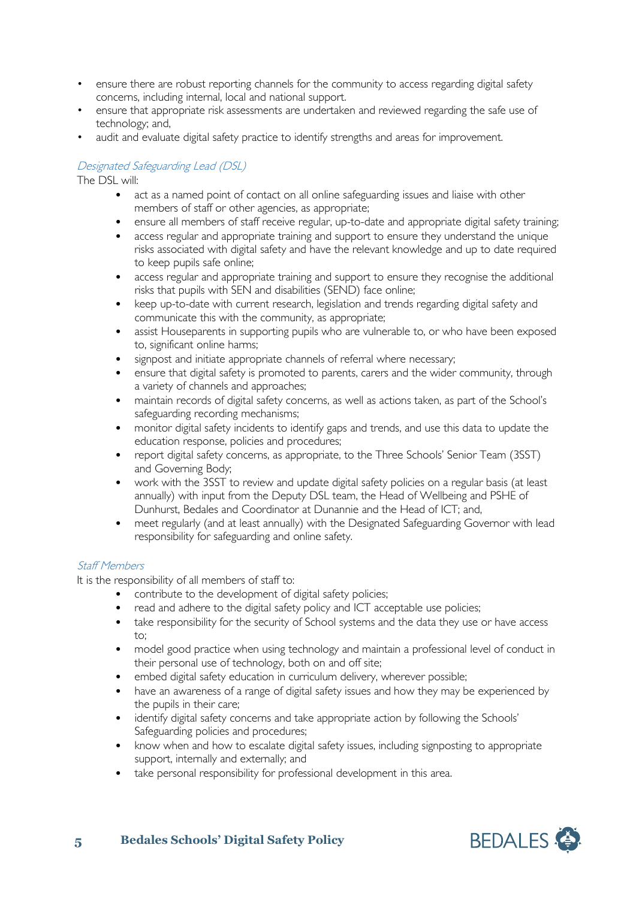- ensure there are robust reporting channels for the community to access regarding digital safety concerns, including internal, local and national support.
- ensure that appropriate risk assessments are undertaken and reviewed regarding the safe use of technology; and,
- audit and evaluate digital safety practice to identify strengths and areas for improvement.

*Designated Safeguarding Lead (DSL)*

The DSL will:

- act as a named point of contact on all online safeguarding issues and liaise with other members of staff or other agencies, as appropriate;
- ensure all members of staff receive regular, up-to-date and appropriate digital safety training;
- access regular and appropriate training and support to ensure they understand the unique risks associated with digital safety and have the relevant knowledge and up to date required to keep pupils safe online;
- access regular and appropriate training and support to ensure they recognise the additional risks that pupils with SEN and disabilities (SEND) face online;
- keep up-to-date with current research, legislation and trends regarding digital safety and communicate this with the community, as appropriate;
- assist Houseparents in supporting pupils who are vulnerable to, or who have been exposed to, significant online harms;
- signpost and initiate appropriate channels of referral where necessary;
- ensure that digital safety is promoted to parents, carers and the wider community, through a variety of channels and approaches;
- maintain records of digital safety concerns, as well as actions taken, as part of the School's safeguarding recording mechanisms;
- monitor digital safety incidents to identify gaps and trends, and use this data to update the education response, policies and procedures;
- report digital safety concerns, as appropriate, to the Three Schools' Senior Team (3SST) and Governing Body;
- work with the 3SST to review and update digital safety policies on a regular basis (at least annually) with input from the Deputy DSL team, the Head of Wellbeing and PSHE of Dunhurst, Bedales and Coordinator at Dunannie and the Head of ICT; and,
- meet regularly (and at least annually) with the Designated Safeguarding Governor with lead responsibility for safeguarding and online safety.

*Staff Members*

It is the responsibility of all members of staff to:

- contribute to the development of digital safety policies;
- read and adhere to the digital safety policy and ICT acceptable use policies;
- take responsibility for the security of School systems and the data they use or have access to;
- model good practice when using technology and maintain a professional level of conduct in their personal use of technology, both on and off site;
- embed digital safety education in curriculum delivery, wherever possible;
- have an awareness of a range of digital safety issues and how they may be experienced by the pupils in their care;
- identify digital safety concerns and take appropriate action by following the Schools' Safeguarding policies and procedures;
- know when and how to escalate digital safety issues, including signposting to appropriate support, internally and externally; and
- take personal responsibility for professional development in this area.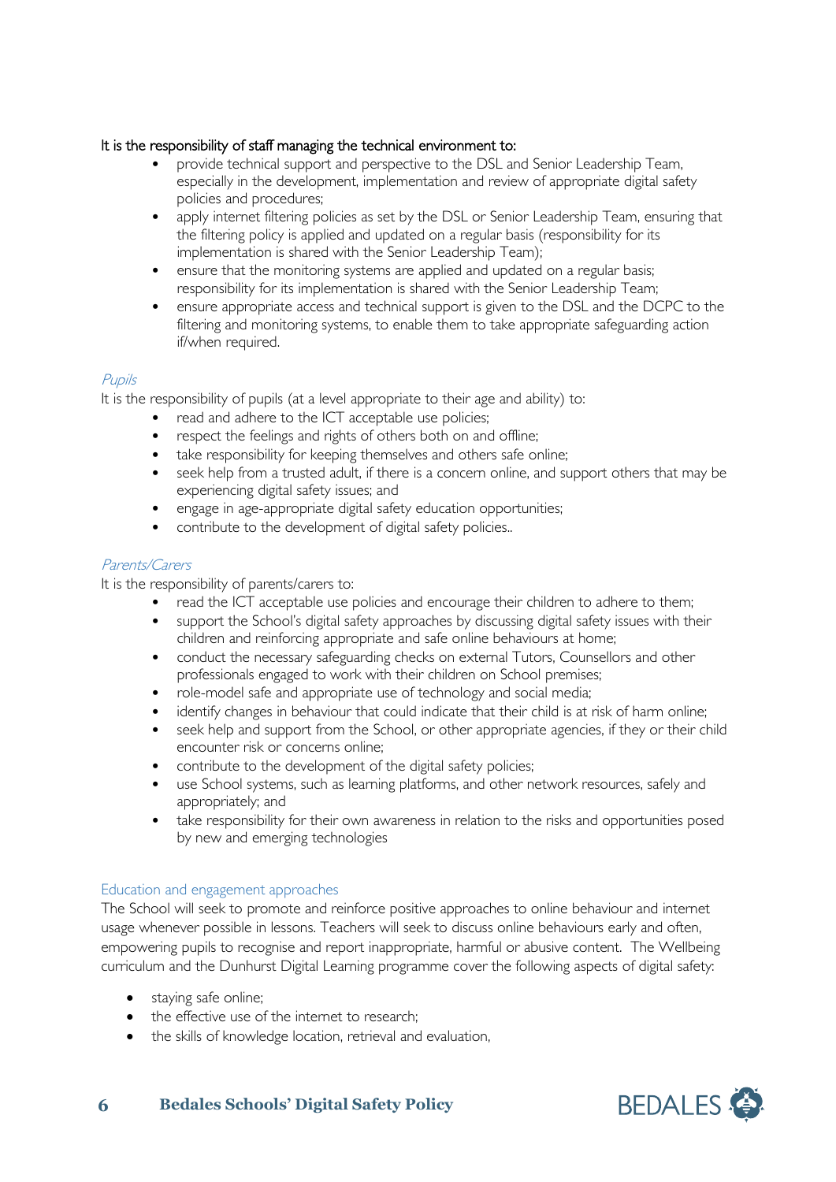It is the responsibility of staff managing the technical environment to:

- provide technical support and perspective to the DSL and Senior Leadership Team, especially in the development, implementation and review of appropriate digital safety policies and procedures;
- apply internet filtering policies as set by the DSL or Senior Leadership Team, ensuring that the filtering policy is applied and updated on a regular basis (responsibility for its implementation is shared with the Senior Leadership Team);
- ensure that the monitoring systems are applied and updated on a regular basis; responsibility for its implementation is shared with the Senior Leadership Team;
- ensure appropriate access and technical support is given to the DSL and the DCPC to the filtering and monitoring systems, to enable them to take appropriate safeguarding action if/when required.

*Pupils*

It is the responsibility of pupils (at a level appropriate to their age and ability) to:

- read and adhere to the ICT acceptable use policies;
- respect the feelings and rights of others both on and offline;
- take responsibility for keeping themselves and others safe online;
- seek help from a trusted adult, if there is a concern online, and support others that may be experiencing digital safety issues; and
- engage in age-appropriate digital safety education opportunities;
- contribute to the development of digital safety policies..

*Parents/Carers*

It is the responsibility of parents/carers to:

- read the ICT acceptable use policies and encourage their children to adhere to them;
- support the School's digital safety approaches by discussing digital safety issues with their children and reinforcing appropriate and safe online behaviours at home;
- conduct the necessary safeguarding checks on external Tutors, Counsellors and other professionals engaged to work with their children on School premises;
- role-model safe and appropriate use of technology and social media;
- identify changes in behaviour that could indicate that their child is at risk of harm online;
- seek help and support from the School, or other appropriate agencies, if they or their child encounter risk or concerns online;
- contribute to the development of the digital safety policies;
- use School systems, such as learning platforms, and other network resources, safely and appropriately; and
- take responsibility for their own awareness in relation to the risks and opportunities posed by new and emerging technologies

## Education and engagement approaches

The School will seek to promote and reinforce positive approaches to online behaviour and internet usage whenever possible in lessons. Teachers will seek to discuss online behaviours early and often, empowering pupils to recognise and report inappropriate, harmful or abusive content. The Wellbeing curriculum and the Dunhurst Digital Learning programme cover the following aspects of digital safety:

- staying safe online;
- the effective use of the internet to research;
- the skills of knowledge location, retrieval and evaluation,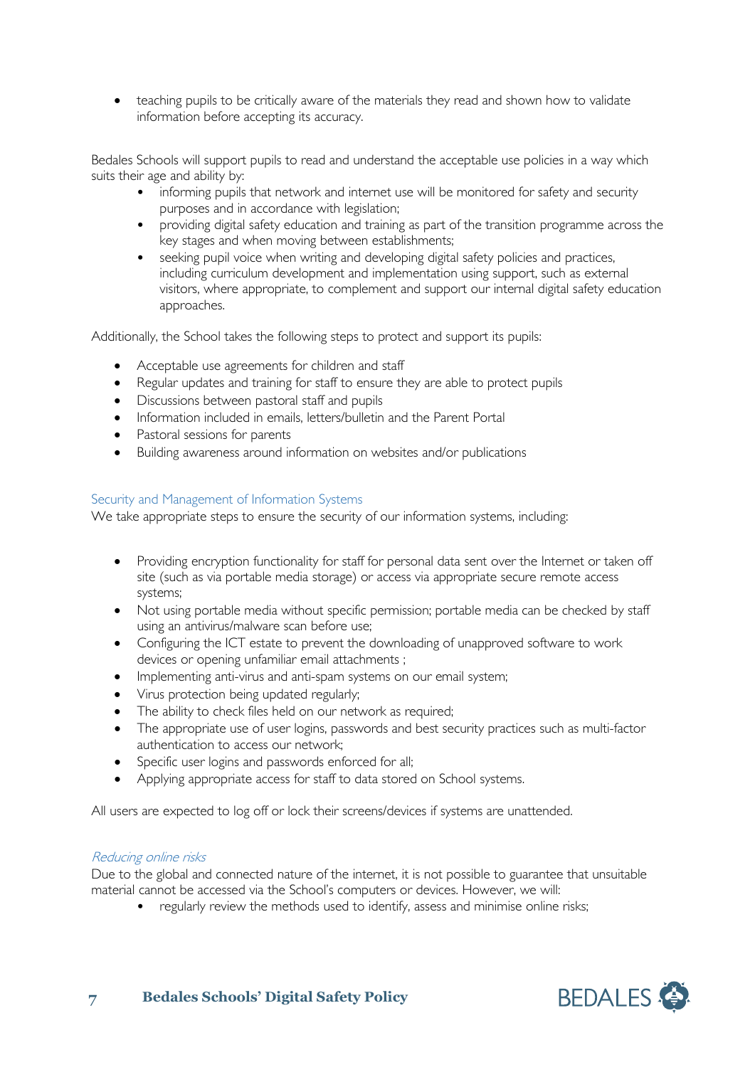- teaching pupils to be critically aware of the materials they read and shown how to validate information before accepting its accuracy.

Bedales Schools will support pupils to read and understand the acceptable use policies in a way which suits their age and ability by:

- informing pupils that network and internet use will be monitored for safety and security purposes and in accordance with legislation;
- providing digital safety education and training as part of the transition programme across the key stages and when moving between establishments;
- seeking pupil voice when writing and developing digital safety policies and practices, including curriculum development and implementation using support, such as external visitors, where appropriate, to complement and support our internal digital safety education approaches.

Additionally, the School takes the following steps to protect and support its pupils:

- Acceptable use agreements for children and staff
- Regular updates and training for staff to ensure they are able to protect pupils
- Discussions between pastoral staff and pupils
- Information included in emails, letters/bulletin and the Parent Portal
- Pastoral sessions for parents
- Building awareness around information on websites and/or publications

### Security and Management of Information Systems

We take appropriate steps to ensure the security of our information systems, including:

- Providing encryption functionality for staff for personal data sent over the Internet or taken off site (such as via portable media storage) or access via appropriate secure remote access systems;
- Not using portable media without specific permission; portable media can be checked by staff using an antivirus/malware scan before use;
- Configuring the ICT estate to prevent the downloading of unapproved software to work devices or opening unfamiliar email attachments ;
- Implementing anti-virus and anti-spam systems on our email system;
- Virus protection being updated regularly;
- The ability to check files held on our network as required;
- The appropriate use of user logins, passwords and best security practices such as multi-factor authentication to access our network;
- Specific user logins and passwords enforced for all;
- Applying appropriate access for staff to data stored on School systems.

All users are expected to log off or lock their screens/devices if systems are unattended.

### *Reducing online risks*

Due to the global and connected nature of the internet, it is not possible to guarantee that unsuitable material cannot be accessed via the School's computers or devices. However, we will:

- regularly review the methods used to identify, assess and minimise online risks;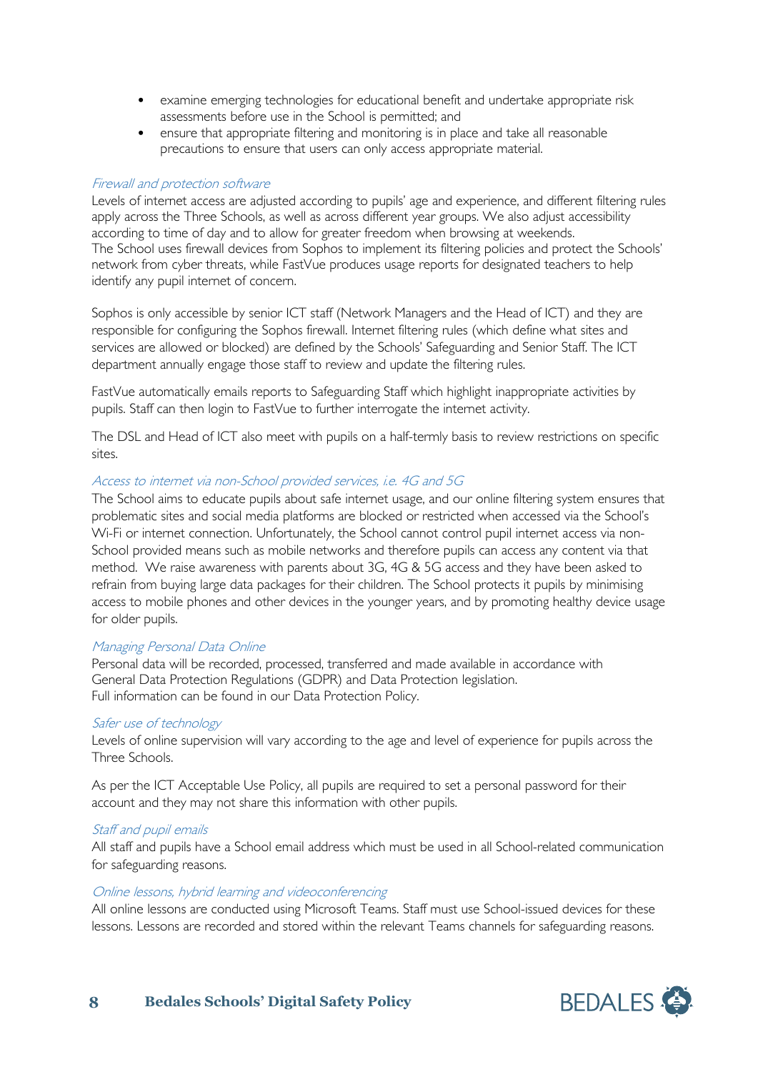- examine emerging technologies for educational benefit and undertake appropriate risk assessments before use in the School is permitted; and
- ensure that appropriate filtering and monitoring is in place and take all reasonable precautions to ensure that users can only access appropriate material.

### *Firewall and protection software*

Levels of internet access are adjusted according to pupils' age and experience, and different filtering rules apply across the Three Schools, as well as across different year groups. We also adjust accessibility according to time of day and to allow for greater freedom when browsing at weekends.
The School uses firewall devices from Sophos to implement its filtering policies and protect the Schools' network from cyber threats, while FastVue produces usage reports for designated teachers to help identify any pupil internet of concern.

Sophos is only accessible by senior ICT staff (Network Managers and the Head of ICT) and they are responsible for configuring the Sophos firewall. Internet filtering rules (which define what sites and services are allowed or blocked) are defined by the Schools' Safeguarding and Senior Staff. The ICT department annually engage those staff to review and update the filtering rules.

FastVue automatically emails reports to Safeguarding Staff which highlight inappropriate activities by pupils. Staff can then login to FastVue to further interrogate the internet activity.

The DSL and Head of ICT also meet with pupils on a half-termly basis to review restrictions on specific sites.

### *Access to internet via non-School provided services, i.e. 4G and 5G*

The School aims to educate pupils about safe internet usage, and our online filtering system ensures that problematic sites and social media platforms are blocked or restricted when accessed via the School's Wi-Fi or internet connection. Unfortunately, the School cannot control pupil internet access via non-School provided means such as mobile networks and therefore pupils can access any content via that method. We raise awareness with parents about 3G, 4G & 5G access and they have been asked to refrain from buying large data packages for their children. The School protects it pupils by minimising access to mobile phones and other devices in the younger years, and by promoting healthy device usage for older pupils.

### *Managing Personal Data Online*

Personal data will be recorded, processed, transferred and made available in accordance with General Data Protection Regulations (GDPR) and Data Protection legislation.
Full information can be found in our Data Protection Policy.

### *Safer use of technology*

Levels of online supervision will vary according to the age and level of experience for pupils across the Three Schools.

As per the ICT Acceptable Use Policy, all pupils are required to set a personal password for their account and they may not share this information with other pupils.

### *Staff and pupil emails*

All staff and pupils have a School email address which must be used in all School-related communication for safeguarding reasons.

### *Online lessons, hybrid learning and videoconferencing*

All online lessons are conducted using Microsoft Teams. Staff must use School-issued devices for these lessons. Lessons are recorded and stored within the relevant Teams channels for safeguarding reasons.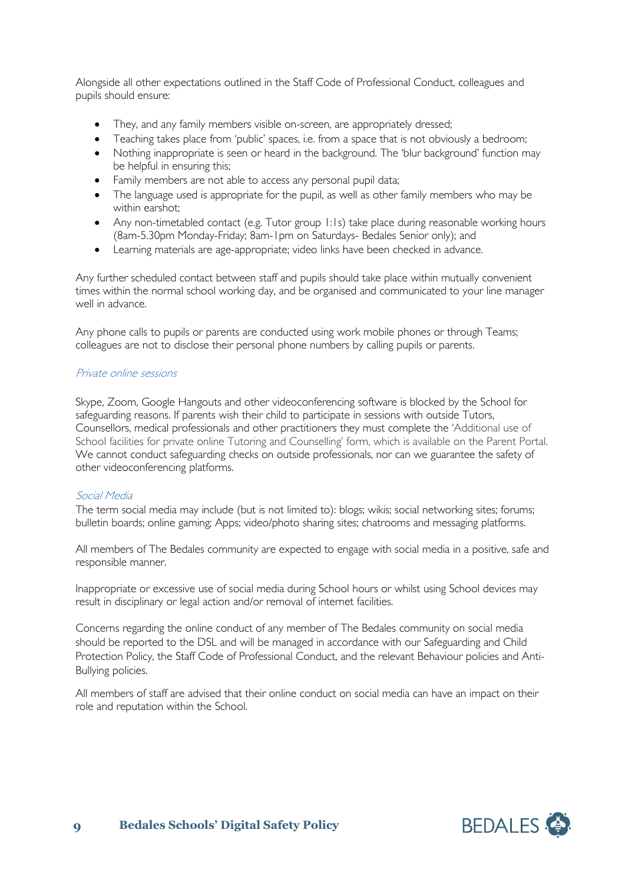Alongside all other expectations outlined in the Staff Code of Professional Conduct, colleagues and pupils should ensure:

- They, and any family members visible on-screen, are appropriately dressed;
- Teaching takes place from 'public' spaces, i.e. from a space that is not obviously a bedroom;
- Nothing inappropriate is seen or heard in the background. The 'blur background' function may be helpful in ensuring this;
- Family members are not able to access any personal pupil data;
- The language used is appropriate for the pupil, as well as other family members who may be within earshot;
- Any non-timetabled contact (e.g. Tutor group 1:1s) take place during reasonable working hours (8am-5.30pm Monday-Friday; 8am-1pm on Saturdays- Bedales Senior only); and
- Learning materials are age-appropriate; video links have been checked in advance.

Any further scheduled contact between staff and pupils should take place within mutually convenient times within the normal school working day, and be organised and communicated to your line manager well in advance.

Any phone calls to pupils or parents are conducted using work mobile phones or through Teams; colleagues are not to disclose their personal phone numbers by calling pupils or parents.

*Private online sessions*

Skype, Zoom, Google Hangouts and other videoconferencing software is blocked by the School for safeguarding reasons. If parents wish their child to participate in sessions with outside Tutors, Counsellors, medical professionals and other practitioners they must complete the 'Additional use of School facilities for private online Tutoring and Counselling' form, which is available on the Parent Portal. We cannot conduct safeguarding checks on outside professionals, nor can we guarantee the safety of other videoconferencing platforms.

*Social Media*

The term social media may include (but is not limited to): blogs; wikis; social networking sites; forums; bulletin boards; online gaming; Apps; video/photo sharing sites; chatrooms and messaging platforms.

All members of The Bedales community are expected to engage with social media in a positive, safe and responsible manner.

Inappropriate or excessive use of social media during School hours or whilst using School devices may result in disciplinary or legal action and/or removal of internet facilities.

Concerns regarding the online conduct of any member of The Bedales community on social media should be reported to the DSL and will be managed in accordance with our Safeguarding and Child Protection Policy, the Staff Code of Professional Conduct, and the relevant Behaviour policies and Anti-Bullying policies.

All members of staff are advised that their online conduct on social media can have an impact on their role and reputation within the School.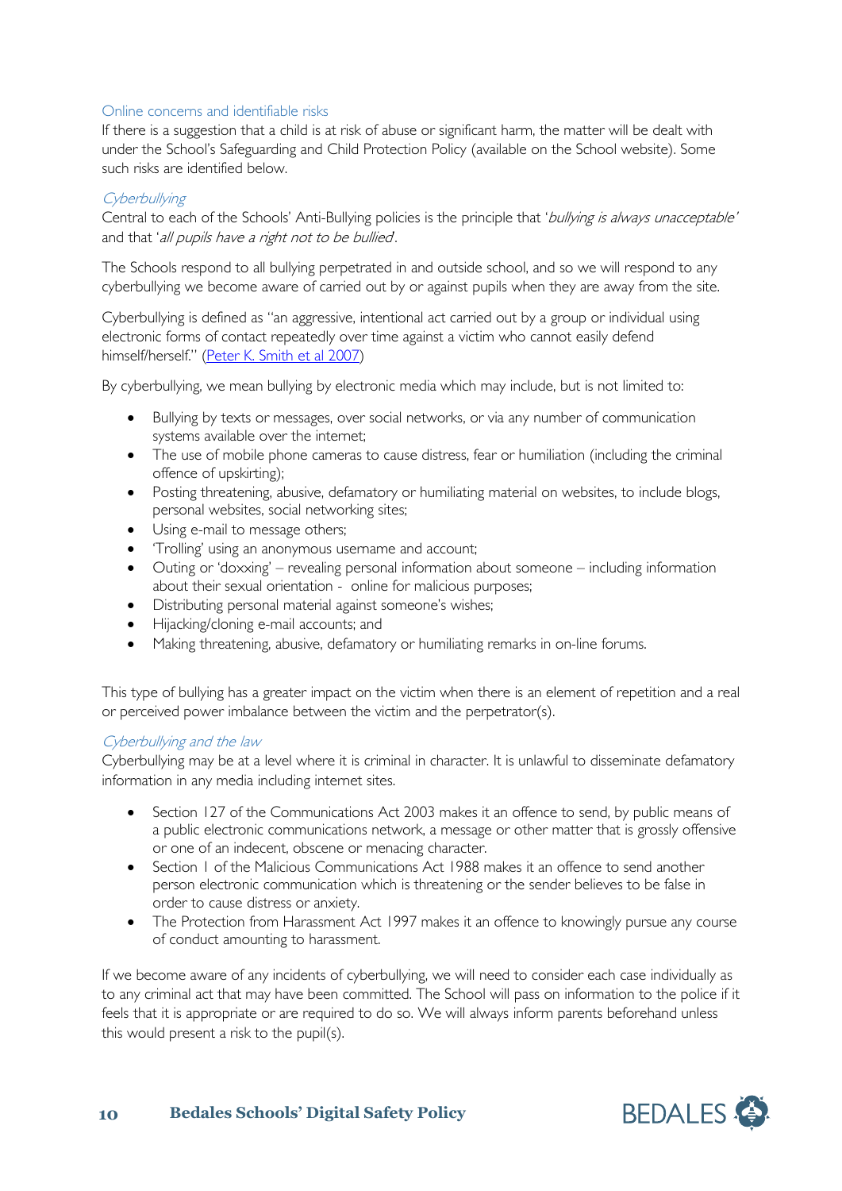### Online concerns and identifiable risks

If there is a suggestion that a child is at risk of abuse or significant harm, the matter will be dealt with under the School's Safeguarding and Child Protection Policy (available on the School website). Some such risks are identified below.

#### *Cyberbullying*

Central to each of the Schools' Anti-Bullying policies is the principle that '*bullying is always unacceptable'* and that '*all pupils have a right not to be bullied*'.

The Schools respond to all bullying perpetrated in and outside school, and so we will respond to any cyberbullying we become aware of carried out by or against pupils when they are away from the site.

Cyberbullying is defined as "an aggressive, intentional act carried out by a group or individual using electronic forms of contact repeatedly over time against a victim who cannot easily defend himself/herself." (Peter K. Smith et al 2007)

By cyberbullying, we mean bullying by electronic media which may include, but is not limited to:

- Bullying by texts or messages, over social networks, or via any number of communication systems available over the internet;
- The use of mobile phone cameras to cause distress, fear or humiliation (including the criminal offence of upskirting);
- Posting threatening, abusive, defamatory or humiliating material on websites, to include blogs, personal websites, social networking sites;
- Using e-mail to message others;
- 'Trolling' using an anonymous username and account;
- Outing or 'doxxing' – revealing personal information about someone – including information about their sexual orientation - online for malicious purposes;
- Distributing personal material against someone's wishes;
- Hijacking/cloning e-mail accounts; and
- Making threatening, abusive, defamatory or humiliating remarks in on-line forums.

This type of bullying has a greater impact on the victim when there is an element of repetition and a real or perceived power imbalance between the victim and the perpetrator(s).

#### *Cyberbullying and the law*

Cyberbullying may be at a level where it is criminal in character. It is unlawful to disseminate defamatory information in any media including internet sites.

- Section 127 of the Communications Act 2003 makes it an offence to send, by public means of a public electronic communications network, a message or other matter that is grossly offensive or one of an indecent, obscene or menacing character.
- Section 1 of the Malicious Communications Act 1988 makes it an offence to send another person electronic communication which is threatening or the sender believes to be false in order to cause distress or anxiety.
- The Protection from Harassment Act 1997 makes it an offence to knowingly pursue any course of conduct amounting to harassment.

If we become aware of any incidents of cyberbullying, we will need to consider each case individually as to any criminal act that may have been committed. The School will pass on information to the police if it feels that it is appropriate or are required to do so. We will always inform parents beforehand unless this would present a risk to the pupil(s).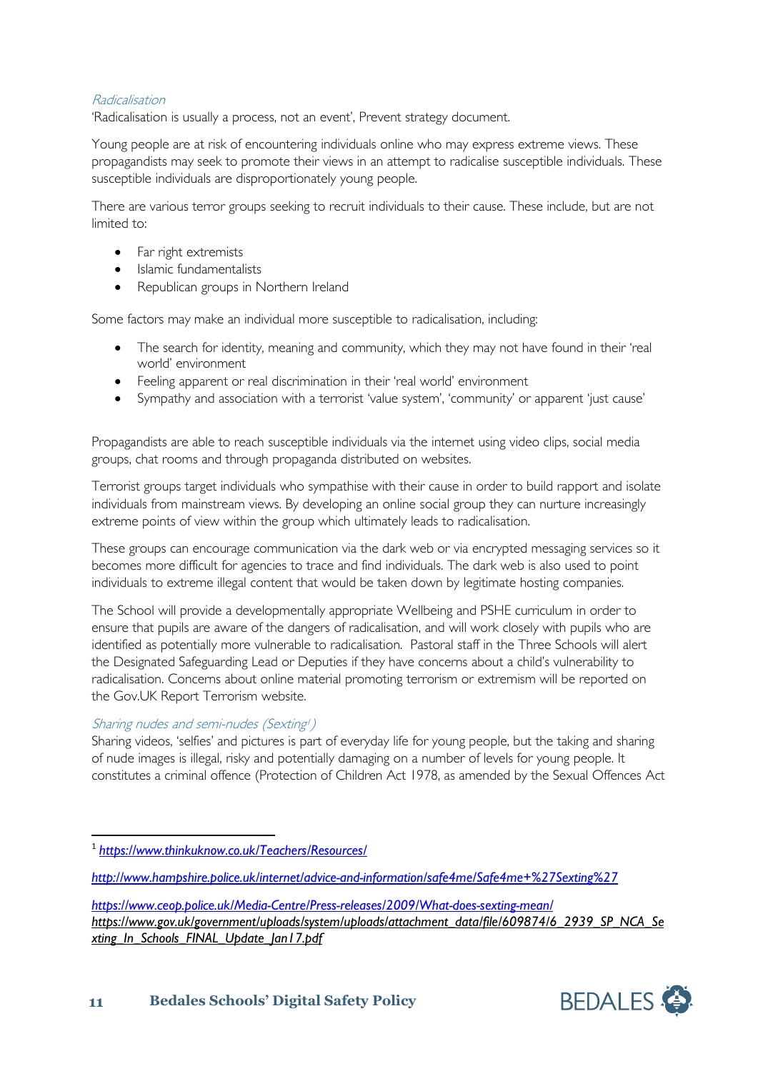### *Radicalisation*

'Radicalisation is usually a process, not an event', Prevent strategy document.

Young people are at risk of encountering individuals online who may express extreme views. These propagandists may seek to promote their views in an attempt to radicalise susceptible individuals. These susceptible individuals are disproportionately young people.

There are various terror groups seeking to recruit individuals to their cause. These include, but are not limited to:

- Far right extremists
- Islamic fundamentalists
- Republican groups in Northern Ireland

Some factors may make an individual more susceptible to radicalisation, including:

- The search for identity, meaning and community, which they may not have found in their 'real world' environment
- Feeling apparent or real discrimination in their 'real world' environment
- Sympathy and association with a terrorist 'value system', 'community' or apparent 'just cause'

Propagandists are able to reach susceptible individuals via the internet using video clips, social media groups, chat rooms and through propaganda distributed on websites.

Terrorist groups target individuals who sympathise with their cause in order to build rapport and isolate individuals from mainstream views. By developing an online social group they can nurture increasingly extreme points of view within the group which ultimately leads to radicalisation.

These groups can encourage communication via the dark web or via encrypted messaging services so it becomes more difficult for agencies to trace and find individuals. The dark web is also used to point individuals to extreme illegal content that would be taken down by legitimate hosting companies.

The School will provide a developmentally appropriate Wellbeing and PSHE curriculum in order to ensure that pupils are aware of the dangers of radicalisation, and will work closely with pupils who are identified as potentially more vulnerable to radicalisation. Pastoral staff in the Three Schools will alert the Designated Safeguarding Lead or Deputies if they have concerns about a child's vulnerability to radicalisation. Concerns about online material promoting terrorism or extremism will be reported on the Gov.UK Report Terrorism website.

### *Sharing nudes and semi-nudes (Sexting[1])*

Sharing videos, 'selfies' and pictures is part of everyday life for young people, but the taking and sharing of nude images is illegal, risky and potentially damaging on a number of levels for young people. It constitutes a criminal offence (Protection of Children Act 1978, as amended by the Sexual Offences Act

---

[1] *https://www.thinkuknow.co.uk/Teachers/Resources/*

*http://www.hampshire.police.uk/internet/advice-and-information/safe4me/Safe4me+%27Sexting%27*

*https://www.ceop.police.uk/Media-Centre/Press-releases/2009/What-does-sexting-mean/*
*https://www.gov.uk/government/uploads/system/uploads/attachment_data/file/609874/6_2939_SP_NCA_Sexting_In_Schools_FINAL_Update_Jan17.pdf*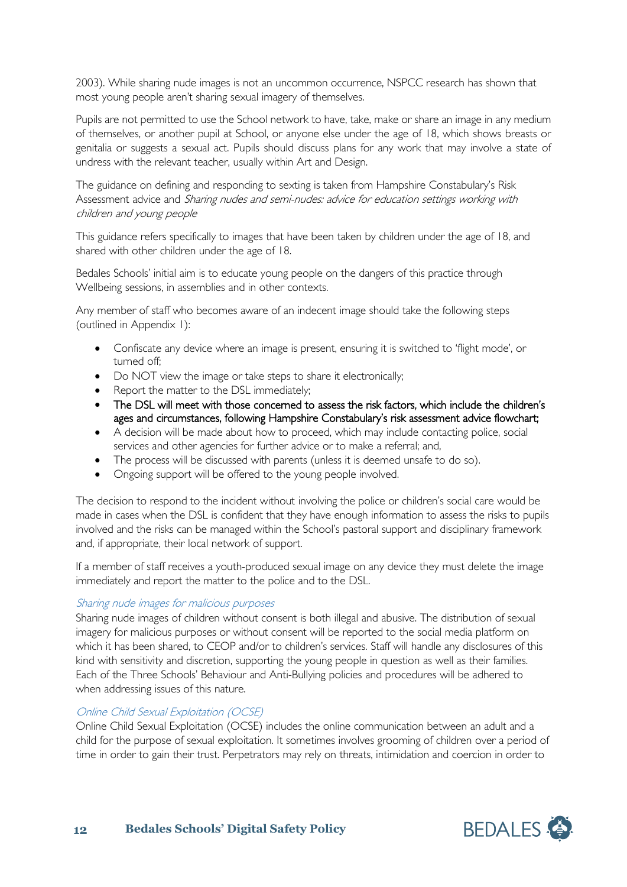2003). While sharing nude images is not an uncommon occurrence, NSPCC research has shown that most young people aren't sharing sexual imagery of themselves.

Pupils are not permitted to use the School network to have, take, make or share an image in any medium of themselves, or another pupil at School, or anyone else under the age of 18, which shows breasts or genitalia or suggests a sexual act. Pupils should discuss plans for any work that may involve a state of undress with the relevant teacher, usually within Art and Design.

The guidance on defining and responding to sexting is taken from Hampshire Constabulary's Risk Assessment advice and *Sharing nudes and semi-nudes: advice for education settings working with children and young people*

This guidance refers specifically to images that have been taken by children under the age of 18, and shared with other children under the age of 18.

Bedales Schools' initial aim is to educate young people on the dangers of this practice through Wellbeing sessions, in assemblies and in other contexts.

Any member of staff who becomes aware of an indecent image should take the following steps (outlined in Appendix 1):

- Confiscate any device where an image is present, ensuring it is switched to 'flight mode', or turned off;
- Do NOT view the image or take steps to share it electronically;
- Report the matter to the DSL immediately;
- The DSL will meet with those concerned to assess the risk factors, which include the children's ages and circumstances, following Hampshire Constabulary's risk assessment advice flowchart;
- A decision will be made about how to proceed, which may include contacting police, social services and other agencies for further advice or to make a referral; and,
- The process will be discussed with parents (unless it is deemed unsafe to do so).
- Ongoing support will be offered to the young people involved.

The decision to respond to the incident without involving the police or children's social care would be made in cases when the DSL is confident that they have enough information to assess the risks to pupils involved and the risks can be managed within the School's pastoral support and disciplinary framework and, if appropriate, their local network of support.

If a member of staff receives a youth-produced sexual image on any device they must delete the image immediately and report the matter to the police and to the DSL.

### *Sharing nude images for malicious purposes*

Sharing nude images of children without consent is both illegal and abusive. The distribution of sexual imagery for malicious purposes or without consent will be reported to the social media platform on which it has been shared, to CEOP and/or to children's services. Staff will handle any disclosures of this kind with sensitivity and discretion, supporting the young people in question as well as their families. Each of the Three Schools' Behaviour and Anti-Bullying policies and procedures will be adhered to when addressing issues of this nature.

### *Online Child Sexual Exploitation (OCSE)*

Online Child Sexual Exploitation (OCSE) includes the online communication between an adult and a child for the purpose of sexual exploitation. It sometimes involves grooming of children over a period of time in order to gain their trust. Perpetrators may rely on threats, intimidation and coercion in order to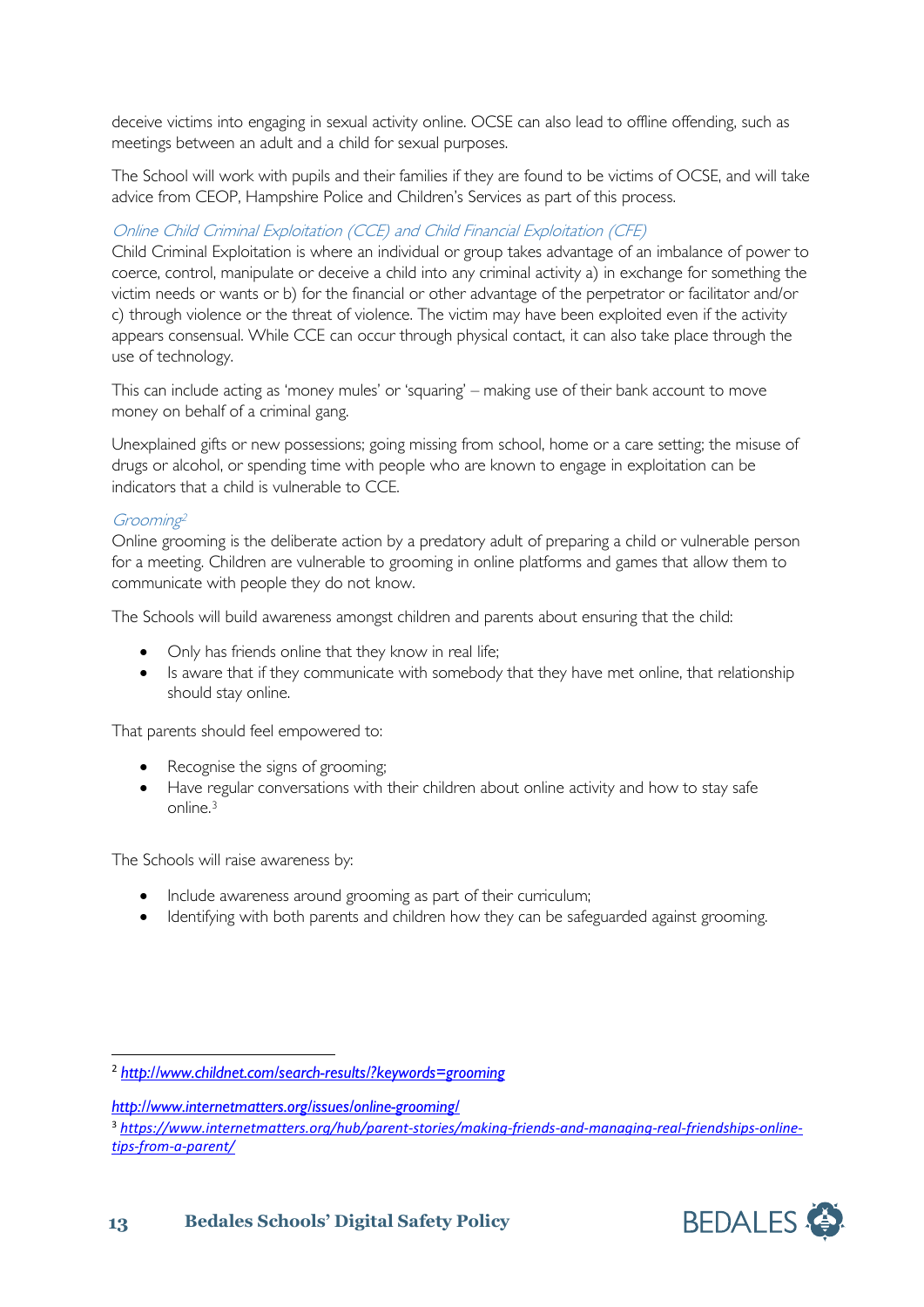deceive victims into engaging in sexual activity online. OCSE can also lead to offline offending, such as meetings between an adult and a child for sexual purposes.

The School will work with pupils and their families if they are found to be victims of OCSE, and will take advice from CEOP, Hampshire Police and Children's Services as part of this process.

### *Online Child Criminal Exploitation (CCE) and Child Financial Exploitation (CFE)*

Child Criminal Exploitation is where an individual or group takes advantage of an imbalance of power to coerce, control, manipulate or deceive a child into any criminal activity a) in exchange for something the victim needs or wants or b) for the financial or other advantage of the perpetrator or facilitator and/or c) through violence or the threat of violence. The victim may have been exploited even if the activity appears consensual. While CCE can occur through physical contact, it can also take place through the use of technology.

This can include acting as 'money mules' or 'squaring' – making use of their bank account to move money on behalf of a criminal gang.

Unexplained gifts or new possessions; going missing from school, home or a care setting; the misuse of drugs or alcohol, or spending time with people who are known to engage in exploitation can be indicators that a child is vulnerable to CCE.

### *Grooming*[2]

Online grooming is the deliberate action by a predatory adult of preparing a child or vulnerable person for a meeting. Children are vulnerable to grooming in online platforms and games that allow them to communicate with people they do not know.

The Schools will build awareness amongst children and parents about ensuring that the child:

- Only has friends online that they know in real life;
- Is aware that if they communicate with somebody that they have met online, that relationship should stay online.

That parents should feel empowered to:

- Recognise the signs of grooming;
- Have regular conversations with their children about online activity and how to stay safe online.[3]

The Schools will raise awareness by:

- Include awareness around grooming as part of their curriculum;
- Identifying with both parents and children how they can be safeguarded against grooming.

---

[2] http://www.childnet.com/search-results/?keywords=grooming

http://www.internetmatters.org/issues/online-grooming/

[3] https://www.internetmatters.org/hub/parent-stories/making-friends-and-managing-real-friendships-online-tips-from-a-parent/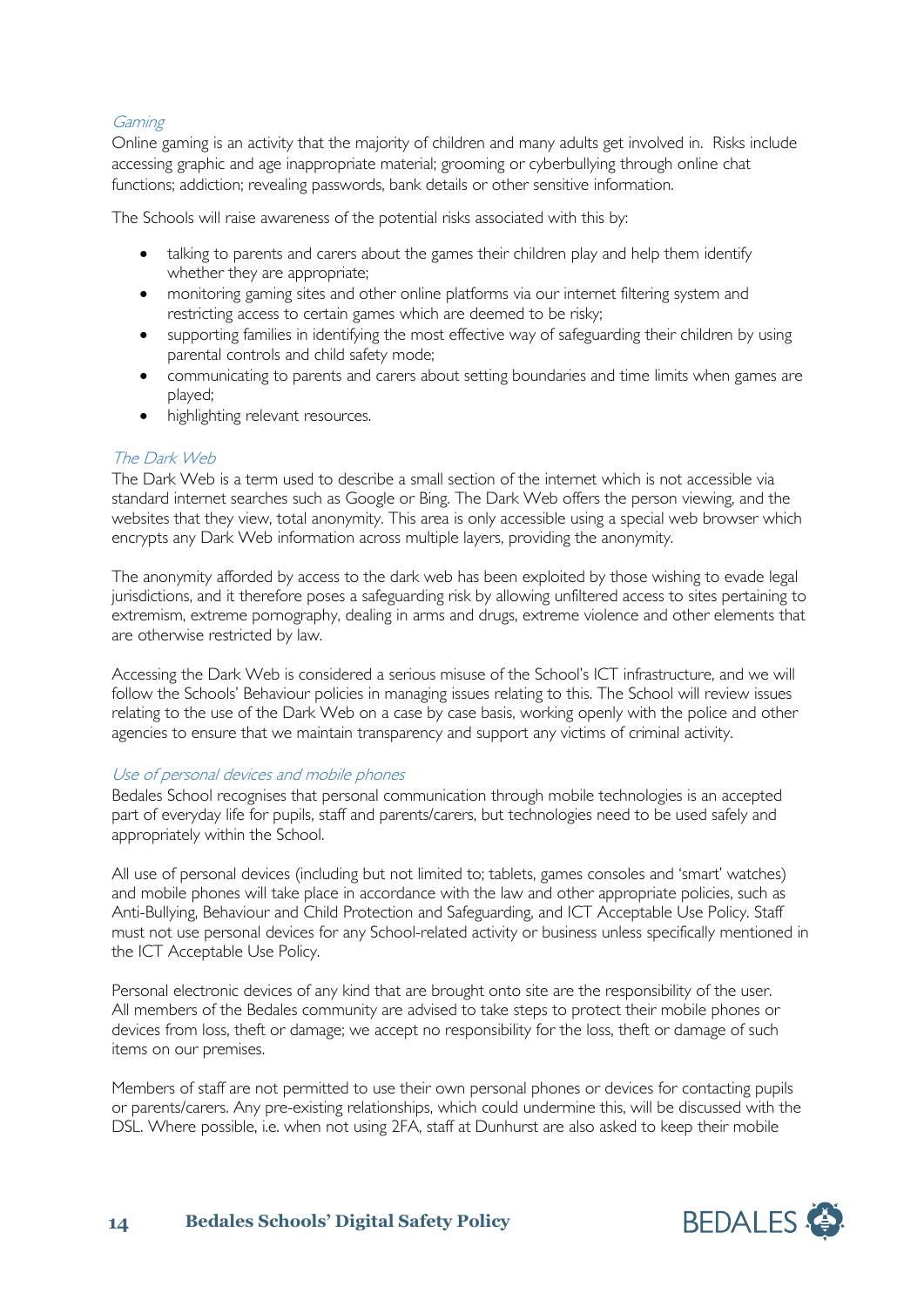### *Gaming*

Online gaming is an activity that the majority of children and many adults get involved in. Risks include accessing graphic and age inappropriate material; grooming or cyberbullying through online chat functions; addiction; revealing passwords, bank details or other sensitive information.

The Schools will raise awareness of the potential risks associated with this by:

- talking to parents and carers about the games their children play and help them identify whether they are appropriate;
- monitoring gaming sites and other online platforms via our internet filtering system and restricting access to certain games which are deemed to be risky;
- supporting families in identifying the most effective way of safeguarding their children by using parental controls and child safety mode;
- communicating to parents and carers about setting boundaries and time limits when games are played;
- highlighting relevant resources.

### *The Dark Web*

The Dark Web is a term used to describe a small section of the internet which is not accessible via standard internet searches such as Google or Bing. The Dark Web offers the person viewing, and the websites that they view, total anonymity. This area is only accessible using a special web browser which encrypts any Dark Web information across multiple layers, providing the anonymity.

The anonymity afforded by access to the dark web has been exploited by those wishing to evade legal jurisdictions, and it therefore poses a safeguarding risk by allowing unfiltered access to sites pertaining to extremism, extreme pornography, dealing in arms and drugs, extreme violence and other elements that are otherwise restricted by law.

Accessing the Dark Web is considered a serious misuse of the School's ICT infrastructure, and we will follow the Schools' Behaviour policies in managing issues relating to this. The School will review issues relating to the use of the Dark Web on a case by case basis, working openly with the police and other agencies to ensure that we maintain transparency and support any victims of criminal activity.

### *Use of personal devices and mobile phones*

Bedales School recognises that personal communication through mobile technologies is an accepted part of everyday life for pupils, staff and parents/carers, but technologies need to be used safely and appropriately within the School.

All use of personal devices (including but not limited to; tablets, games consoles and 'smart' watches) and mobile phones will take place in accordance with the law and other appropriate policies, such as Anti-Bullying, Behaviour and Child Protection and Safeguarding, and ICT Acceptable Use Policy. Staff must not use personal devices for any School-related activity or business unless specifically mentioned in the ICT Acceptable Use Policy.

Personal electronic devices of any kind that are brought onto site are the responsibility of the user. All members of the Bedales community are advised to take steps to protect their mobile phones or devices from loss, theft or damage; we accept no responsibility for the loss, theft or damage of such items on our premises.

Members of staff are not permitted to use their own personal phones or devices for contacting pupils or parents/carers. Any pre-existing relationships, which could undermine this, will be discussed with the DSL. Where possible, i.e. when not using 2FA, staff at Dunhurst are also asked to keep their mobile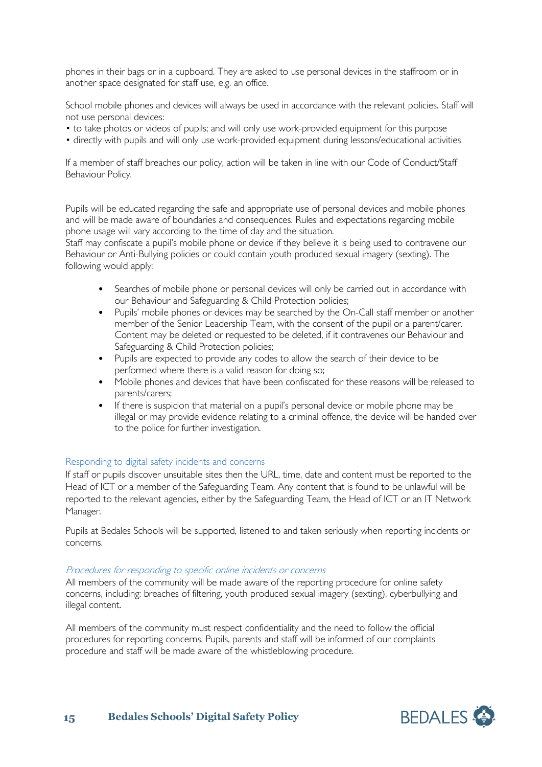phones in their bags or in a cupboard. They are asked to use personal devices in the staffroom or in another space designated for staff use, e.g. an office.

School mobile phones and devices will always be used in accordance with the relevant policies. Staff will not use personal devices:

- to take photos or videos of pupils; and will only use work-provided equipment for this purpose
- directly with pupils and will only use work-provided equipment during lessons/educational activities

If a member of staff breaches our policy, action will be taken in line with our Code of Conduct/Staff Behaviour Policy.

Pupils will be educated regarding the safe and appropriate use of personal devices and mobile phones and will be made aware of boundaries and consequences. Rules and expectations regarding mobile phone usage will vary according to the time of day and the situation.
Staff may confiscate a pupil's mobile phone or device if they believe it is being used to contravene our Behaviour or Anti-Bullying policies or could contain youth produced sexual imagery (sexting). The following would apply:

- Searches of mobile phone or personal devices will only be carried out in accordance with our Behaviour and Safeguarding & Child Protection policies;
- Pupils' mobile phones or devices may be searched by the On-Call staff member or another member of the Senior Leadership Team, with the consent of the pupil or a parent/carer. Content may be deleted or requested to be deleted, if it contravenes our Behaviour and Safeguarding & Child Protection policies;
- Pupils are expected to provide any codes to allow the search of their device to be performed where there is a valid reason for doing so;
- Mobile phones and devices that have been confiscated for these reasons will be released to parents/carers;
- If there is suspicion that material on a pupil's personal device or mobile phone may be illegal or may provide evidence relating to a criminal offence, the device will be handed over to the police for further investigation.

## Responding to digital safety incidents and concerns

If staff or pupils discover unsuitable sites then the URL, time, date and content must be reported to the Head of ICT or a member of the Safeguarding Team. Any content that is found to be unlawful will be reported to the relevant agencies, either by the Safeguarding Team, the Head of ICT or an IT Network Manager.

Pupils at Bedales Schools will be supported, listened to and taken seriously when reporting incidents or concerns.

### *Procedures for responding to specific online incidents or concerns*

All members of the community will be made aware of the reporting procedure for online safety concerns, including: breaches of filtering, youth produced sexual imagery (sexting), cyberbullying and illegal content.

All members of the community must respect confidentiality and the need to follow the official procedures for reporting concerns. Pupils, parents and staff will be informed of our complaints procedure and staff will be made aware of the whistleblowing procedure.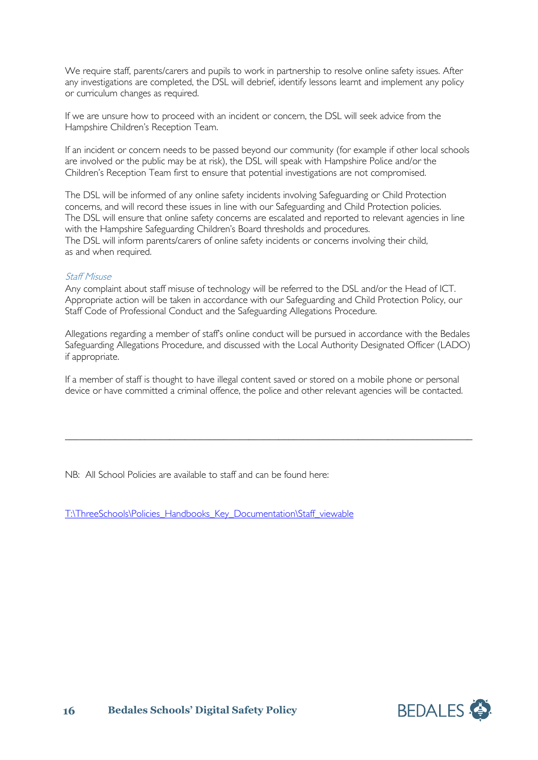We require staff, parents/carers and pupils to work in partnership to resolve online safety issues. After any investigations are completed, the DSL will debrief, identify lessons learnt and implement any policy or curriculum changes as required.

If we are unsure how to proceed with an incident or concern, the DSL will seek advice from the Hampshire Children's Reception Team.

If an incident or concern needs to be passed beyond our community (for example if other local schools are involved or the public may be at risk), the DSL will speak with Hampshire Police and/or the Children's Reception Team first to ensure that potential investigations are not compromised.

The DSL will be informed of any online safety incidents involving Safeguarding or Child Protection concerns, and will record these issues in line with our Safeguarding and Child Protection policies. The DSL will ensure that online safety concerns are escalated and reported to relevant agencies in line with the Hampshire Safeguarding Children's Board thresholds and procedures.
The DSL will inform parents/carers of online safety incidents or concerns involving their child, as and when required.

*Staff Misuse*

Any complaint about staff misuse of technology will be referred to the DSL and/or the Head of ICT. Appropriate action will be taken in accordance with our Safeguarding and Child Protection Policy, our Staff Code of Professional Conduct and the Safeguarding Allegations Procedure.

Allegations regarding a member of staff's online conduct will be pursued in accordance with the Bedales Safeguarding Allegations Procedure, and discussed with the Local Authority Designated Officer (LADO) if appropriate.

If a member of staff is thought to have illegal content saved or stored on a mobile phone or personal device or have committed a criminal offence, the police and other relevant agencies will be contacted.

---

NB: All School Policies are available to staff and can be found here:

T:\ThreeSchools\Policies_Handbooks_Key_Documentation\Staff_viewable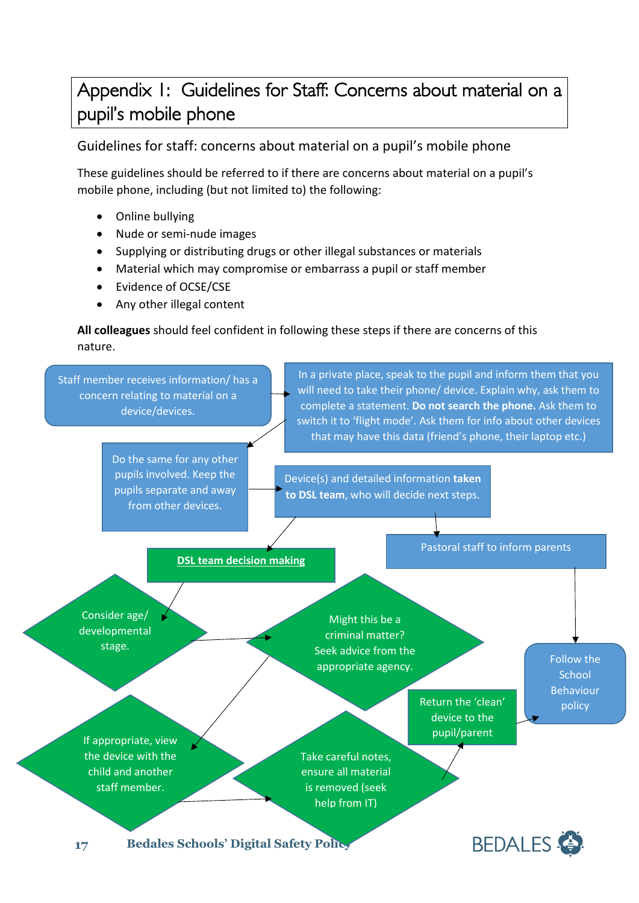# Appendix 1: Guidelines for Staff: Concerns about material on a pupil's mobile phone

## Guidelines for staff: concerns about material on a pupil's mobile phone

These guidelines should be referred to if there are concerns about material on a pupil's mobile phone, including (but not limited to) the following:

- Online bullying
- Nude or semi-nude images
- Supplying or distributing drugs or other illegal substances or materials
- Material which may compromise or embarrass a pupil or staff member
- Evidence of OCSE/CSE
- Any other illegal content

**All colleagues** should feel confident in following these steps if there are concerns of this nature.

Staff member receives information/ has a concern relating to material on a device/devices.

→ In a private place, speak to the pupil and inform them that you will need to take their phone/ device. Explain why, ask them to complete a statement. **Do not search the phone.** Ask them to switch it to 'flight mode'. Ask them for info about other devices that may have this data (friend's phone, their laptop etc.)

→ Do the same for any other pupils involved. Keep the pupils separate and away from other devices.

→ Device(s) and detailed information **taken to DSL team**, who will decide next steps.

→ Pastoral staff to inform parents → Follow the School Behaviour policy

→ **DSL team decision making**

→ Consider age/ developmental stage.

→ Might this be a criminal matter? Seek advice from the appropriate agency.

→ If appropriate, view the device with the child and another staff member.

→ Take careful notes, ensure all material is removed (seek help from IT)

→ Return the 'clean' device to the pupil/parent

→ Follow the School Behaviour policy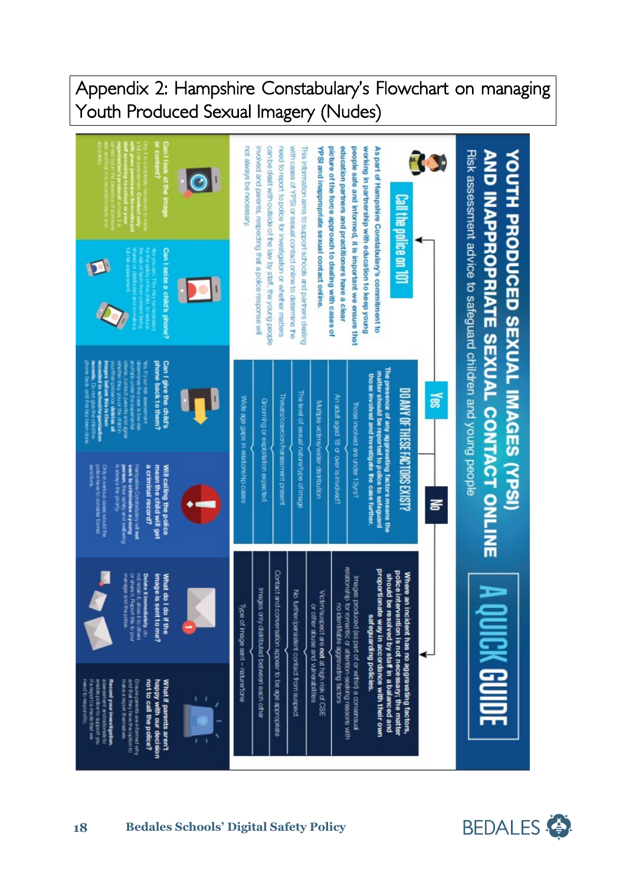# Appendix 2: Hampshire Constabulary's Flowchart on managing Youth Produced Sexual Imagery (Nudes)

## YOUTH PRODUCED SEXUAL IMAGES (YPSI) AND INAPPROPRIATE SEXUAL CONTACT ONLINE

## A QUICK GUIDE

Risk assessment advice to safeguard children and young people

**As part of Hampshire Constabulary's commitment to working in partnership with education to keep young people safe and informed, it is important we ensure that education partners and practitioners have a clear picture of the force approach to dealing with cases of YPSI and inappropriate sexual contact online.**

This information aims to support schools and partners dealing with cases of YPSI or sexual contact online to determine the need to report to police for investigation or whether matters can be dealt with outside of the law by staff, the young people involved and parents, respecting that a police response will not always be necessary.

**Call the police on 101**

### DO ANY OF THESE FACTORS EXIST?

**Yes**

**The presence of any aggravating factors means the matter should be reported to police to safeguard those involved and investigate the case further.**

- Those involved are under 13yrs?
- An adult aged 18 or over is involved?
- Multiple victims/wider distribution
- The level of sexual nature/type of image
- Threats/coercion/harassment present
- Grooming or exploitation expected
- Wide age gaps in relationship cases

**No**

**Where an incident has no aggravating factors, police intervention is not necessary; the matter should be resolved by staff in a balanced and proportionate way in accordance with their own safeguarding policies.**

- Images produced (as part of or within) a consensual relationship for romantic or attention-seeking reasons with no identifiable aggravating factors
- Victim/suspect are **not** at high risk of CSE or other abuse and vulnerabilities
- No further/persistent contact from suspect
- Contact and conversation appear to be age appropriate
- Images only distributed between each other
- Type of image sent – nature/tone

**Can I look at the image or content?**

Only if it is completely necessary to make a full risk assessment. **Conduct only with given permission to review and staff according to school or your organisation's protocol**; ensure it is carried out in the presence of someone else and that it is recorded clearly and accurately.

**Can I seize a child's phone?**

Yes you can. This may be necessary for the safety of the child, to reduce the risk of harm from content being shared or distributed and to make a full risk assessment.

**Can I give the child's phone back to them?**

Yes. If your risk assessment determines the case is low risk and falls under the exceptional criteria, contact parents and agree whether they and/or the child in your/their presence **deletes all images before this is then recorded in school/organisation records**. Do not give the child the phone back until this has been done.

**Will calling the police mean the child will get a criminal record?**

Hampshire Constabulary will **not seek to criminalise a young person**. Their safety and wellbeing is always the priority.

Only in a serious cases would the police have to consider formal sanctions.

**What do I do if the image is sent to me?**

**Delete it immediately**, do not retain it, show it to others or share it. Report this to your manager and the police.

**What if parents aren't happy with our decision not to call the police?**

Ensure parents are informed why and that they have the option to make a report themselves.

**Record your investigation**, assessment and rationale to enable police to support you if a report is made that we need to respond to.